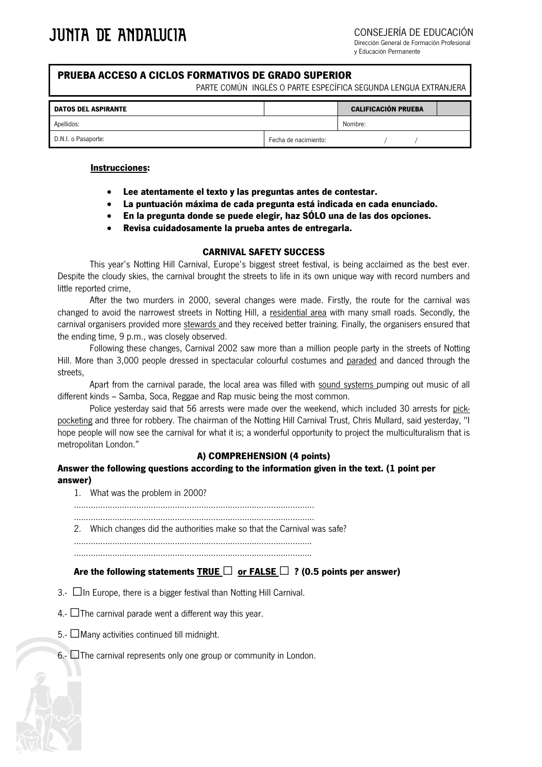JUNTA DE ANDALUCIA

CONSEJERÍA DE EDUCACIÓN
Dirección General de Formación Profesional
y Educación Permanente

**PRUEBA ACCESO A CICLOS FORMATIVOS DE GRADO SUPERIOR**

PARTE COMÚN INGLÉS O PARTE ESPECÍFICA SEGUNDA LENGUA EXTRANJERA

| DATOS DEL ASPIRANTE | | CALIFICACIÓN PRUEBA | |
|---|---|---|---|
| Apellidos: | | Nombre: | |
| D.N.I. o Pasaporte: | Fecha de nacimiento: | / / | |

**Instrucciones:**

- **Lee atentamente el texto y las preguntas antes de contestar.**
- **La puntuación máxima de cada pregunta está indicada en cada enunciado.**
- **En la pregunta donde se puede elegir, haz SÓLO una de las dos opciones.**
- **Revisa cuidadosamente la prueba antes de entregarla.**

### CARNIVAL SAFETY SUCCESS

This year's Notting Hill Carnival, Europe's biggest street festival, is being acclaimed as the best ever. Despite the cloudy skies, the carnival brought the streets to life in its own unique way with record numbers and little reported crime,

After the two murders in 2000, several changes were made. Firstly, the route for the carnival was changed to avoid the narrowest streets in Notting Hill, a <u>residential area</u> with many small roads. Secondly, the carnival organisers provided more <u>stewards</u> and they received better training. Finally, the organisers ensured that the ending time, 9 p.m., was closely observed.

Following these changes, Carnival 2002 saw more than a million people party in the streets of Notting Hill. More than 3,000 people dressed in spectacular colourful costumes and <u>paraded</u> and danced through the streets,

Apart from the carnival parade, the local area was filled with <u>sound systems</u> pumping out music of all different kinds – Samba, Soca, Reggae and Rap music being the most common.

Police yesterday said that 56 arrests were made over the weekend, which included 30 arrests for <u>pick-pocketing</u> and three for robbery. The chairman of the Notting Hill Carnival Trust, Chris Mullard, said yesterday, "I hope people will now see the carnival for what it is; a wonderful opportunity to project the multiculturalism that is metropolitan London."

### A) COMPREHENSION (4 points)

**Answer the following questions according to the information given in the text. (1 point per answer)**

1. What was the problem in 2000?

..................................................................................................

..................................................................................................

2. Which changes did the authorities make so that the Carnival was safe?

..................................................................................................

..................................................................................................

**Are the following statements <u>TRUE</u> ☐ <u>or FALSE</u> ☐ ? (0.5 points per answer)**

3.- ☐ In Europe, there is a bigger festival than Notting Hill Carnival.

4.- ☐ The carnival parade went a different way this year.

5.- ☐ Many activities continued till midnight.

6.- ☐ The carnival represents only one group or community in London.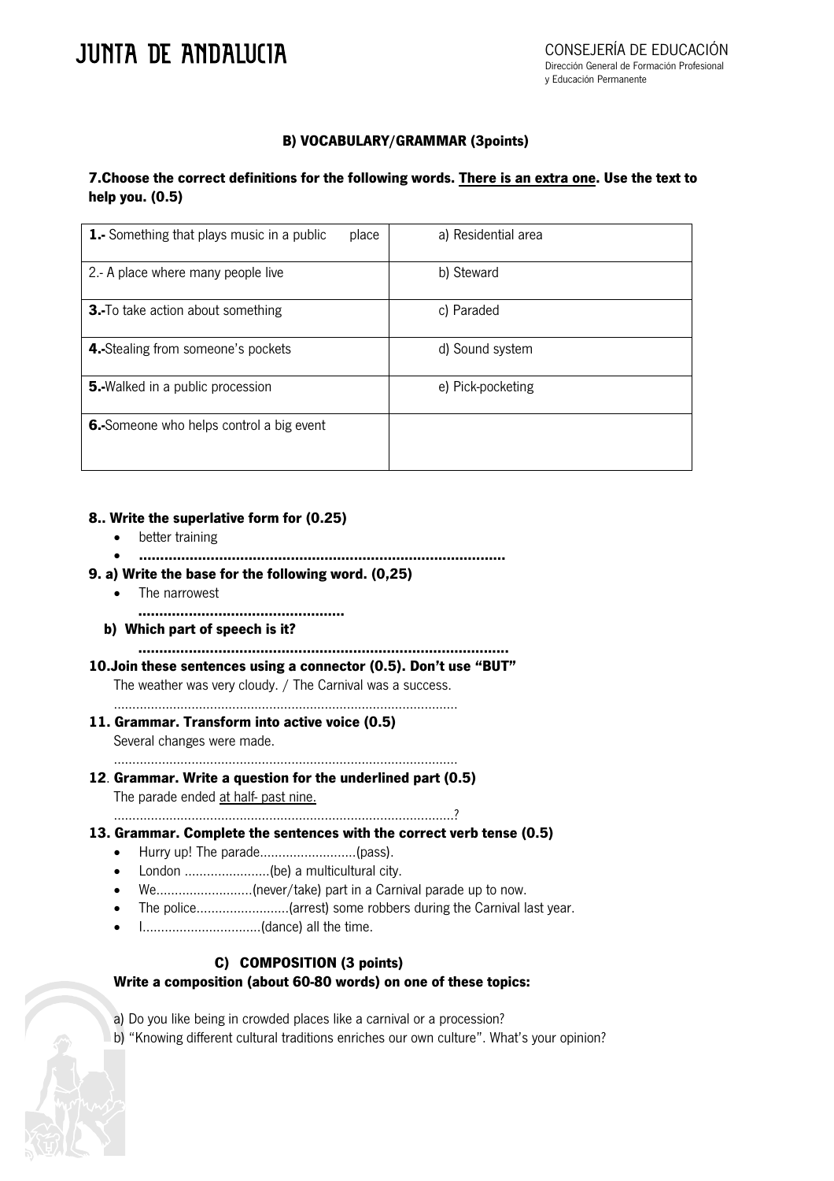## B) VOCABULARY/GRAMMAR (3points)

**7.Choose the correct definitions for the following words. There is an extra one. Use the text to help you. (0.5)**

| | |
|---|---|
| **1.-** Something that plays music in a public place | a) Residential area |
| 2.- A place where many people live | b) Steward |
| **3.-**To take action about something | c) Paraded |
| **4.-**Stealing from someone's pockets | d) Sound system |
| **5.-**Walked in a public procession | e) Pick-pocketing |
| **6.-**Someone who helps control a big event | |

**8.. Write the superlative form for (0.25)**

- better training
- **......................................................................................**

**9. a) Write the base for the following word. (0,25)**

- The narrowest

**................................................**

**b) Which part of speech is it?**

**......................................................................................**

**10.Join these sentences using a connector (0.5). Don't use "BUT"**

The weather was very cloudy. / The Carnival was a success.

............................................................................................

**11. Grammar. Transform into active voice (0.5)**

Several changes were made.

............................................................................................

**12. Grammar. Write a question for the underlined part (0.5)**

The parade ended at half- past nine.

............................................................................................?

**13. Grammar. Complete the sentences with the correct verb tense (0.5)**

- Hurry up! The parade..........................(pass).
- London .......................(be) a multicultural city.
- We..........................(never/take) part in a Carnival parade up to now.
- The police.........................(arrest) some robbers during the Carnival last year.
- I................................(dance) all the time.

## C) COMPOSITION (3 points)

**Write a composition (about 60-80 words) on one of these topics:**

a) Do you like being in crowded places like a carnival or a procession?

b) "Knowing different cultural traditions enriches our own culture". What's your opinion?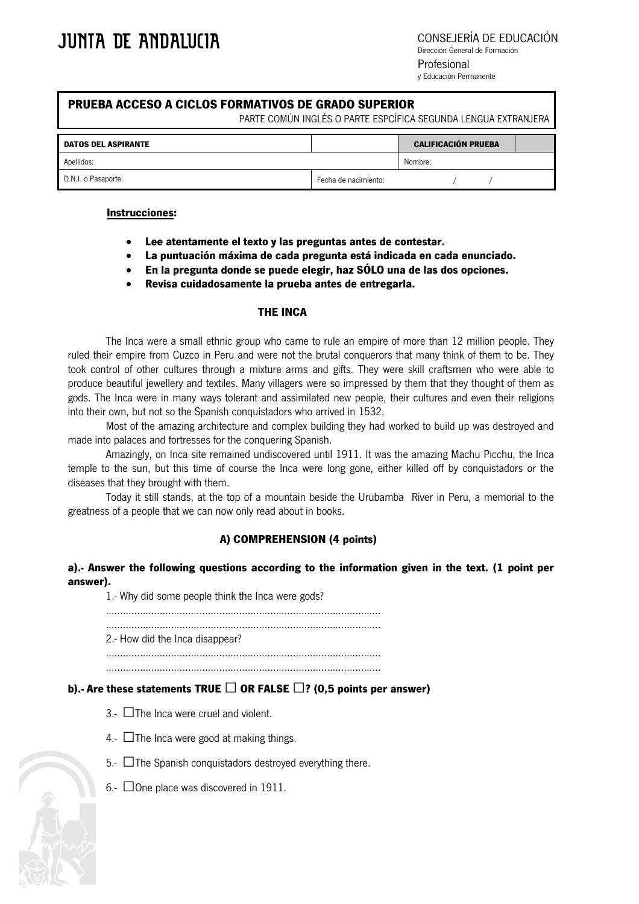JUNTA DE ANDALUCIA

CONSEJERÍA DE EDUCACIÓN
Dirección General de Formación
Profesional
y Educación Permanente

## PRUEBA ACCESO A CICLOS FORMATIVOS DE GRADO SUPERIOR

PARTE COMÚN INGLÉS O PARTE ESPCÍFICA SEGUNDA LENGUA EXTRANJERA

| DATOS DEL ASPIRANTE | | CALIFICACIÓN PRUEBA | |
|---|---|---|---|
| Apellidos: | | Nombre: | |
| D.N.I. o Pasaporte: | Fecha de nacimiento: | / / | |

**Instrucciones:**

- **Lee atentamente el texto y las preguntas antes de contestar.**
- **La puntuación máxima de cada pregunta está indicada en cada enunciado.**
- **En la pregunta donde se puede elegir, haz SÓLO una de las dos opciones.**
- **Revisa cuidadosamente la prueba antes de entregarla.**

### THE INCA

The Inca were a small ethnic group who came to rule an empire of more than 12 million people. They ruled their empire from Cuzco in Peru and were not the brutal conquerors that many think of them to be. They took control of other cultures through a mixture arms and gifts. They were skill craftsmen who were able to produce beautiful jewellery and textiles. Many villagers were so impressed by them that they thought of them as gods. The Inca were in many ways tolerant and assimilated new people, their cultures and even their religions into their own, but not so the Spanish conquistadors who arrived in 1532.

Most of the amazing architecture and complex building they had worked to build up was destroyed and made into palaces and fortresses for the conquering Spanish.

Amazingly, on Inca site remained undiscovered until 1911. It was the amazing Machu Picchu, the Inca temple to the sun, but this time of course the Inca were long gone, either killed off by conquistadors or the diseases that they brought with them.

Today it still stands, at the top of a mountain beside the Urubamba River in Peru, a memorial to the greatness of a people that we can now only read about in books.

### A) COMPREHENSION (4 points)

**a).- Answer the following questions according to the information given in the text. (1 point per answer).**

1.- Why did some people think the Inca were gods?

................................................................................................

................................................................................................

2.- How did the Inca disappear?

................................................................................................

................................................................................................

**b).- Are these statements TRUE ☐ OR FALSE ☐? (0,5 points per answer)**

3.- ☐The Inca were cruel and violent.

4.- ☐The Inca were good at making things.

5.- ☐The Spanish conquistadors destroyed everything there.

6.- ☐One place was discovered in 1911.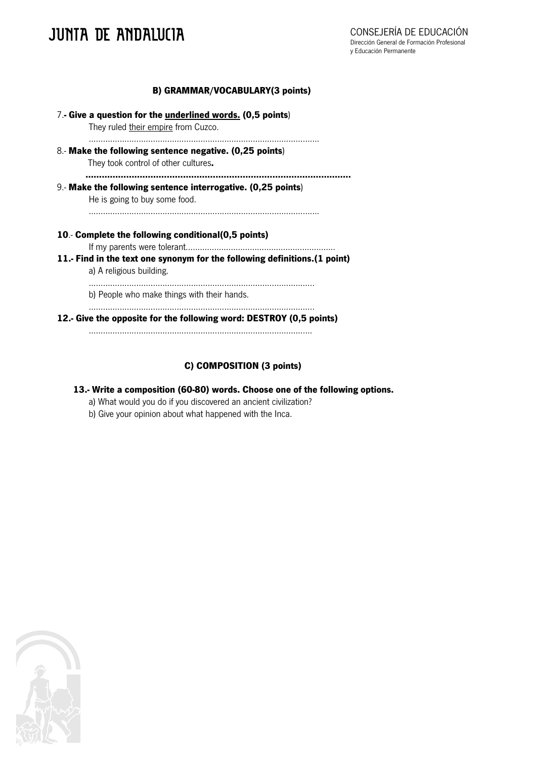## B) GRAMMAR/VOCABULARY(3 points)

7.- **Give a question for the underlined words. (0,5 points)**

They ruled <u>their empire</u> from Cuzco.

..........................................................................................

8.- **Make the following sentence negative. (0,25 points)**

They took control of other cultures.

..........................................................................................

9.- **Make the following sentence interrogative. (0,25 points)**

He is going to buy some food.

..........................................................................................

**10.- Complete the following conditional(0,5 points)**

If my parents were tolerant..............................................................

**11.- Find in the text one synonym for the following definitions.(1 point)**

a) A religious building.

..........................................................................................

b) People who make things with their hands.

..........................................................................................

**12.- Give the opposite for the following word: DESTROY (0,5 points)**

..........................................................................................

## C) COMPOSITION (3 points)

**13.- Write a composition (60-80) words. Choose one of the following options.**

a) What would you do if you discovered an ancient civilization?

b) Give your opinion about what happened with the Inca.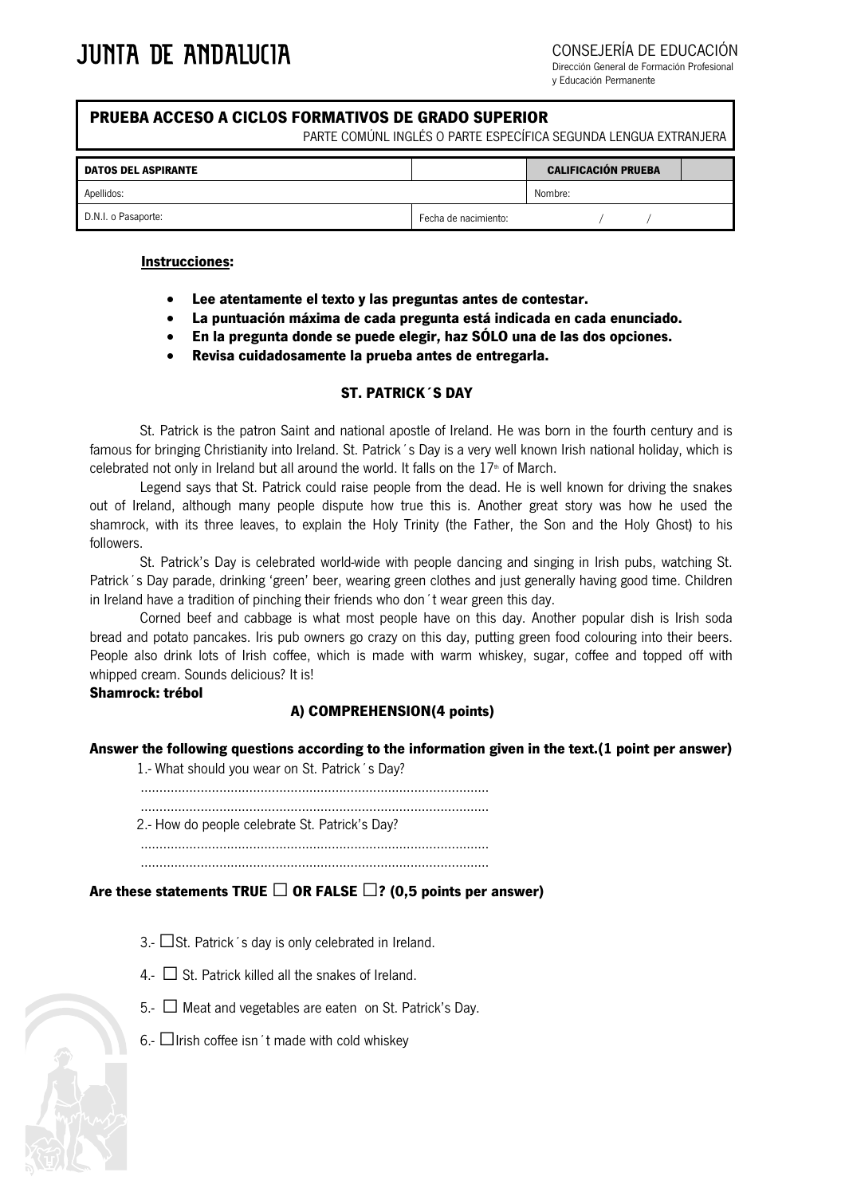JUNTA DE ANDALUCIA

CONSEJERÍA DE EDUCACIÓN
Dirección General de Formación Profesional
y Educación Permanente

## PRUEBA ACCESO A CICLOS FORMATIVOS DE GRADO SUPERIOR

PARTE COMÚNL INGLÉS O PARTE ESPECÍFICA SEGUNDA LENGUA EXTRANJERA

| DATOS DEL ASPIRANTE | | CALIFICACIÓN PRUEBA | |
|---|---|---|---|
| Apellidos: | | Nombre: | |
| D.N.I. o Pasaporte: | Fecha de nacimiento: | / / | |

**Instrucciones:**

- **Lee atentamente el texto y las preguntas antes de contestar.**
- **La puntuación máxima de cada pregunta está indicada en cada enunciado.**
- **En la pregunta donde se puede elegir, haz SÓLO una de las dos opciones.**
- **Revisa cuidadosamente la prueba antes de entregarla.**

### ST. PATRICK´S DAY

St. Patrick is the patron Saint and national apostle of Ireland. He was born in the fourth century and is famous for bringing Christianity into Ireland. St. Patrick´s Day is a very well known Irish national holiday, which is celebrated not only in Ireland but all around the world. It falls on the 17th of March.

Legend says that St. Patrick could raise people from the dead. He is well known for driving the snakes out of Ireland, although many people dispute how true this is. Another great story was how he used the shamrock, with its three leaves, to explain the Holy Trinity (the Father, the Son and the Holy Ghost) to his followers.

St. Patrick's Day is celebrated world-wide with people dancing and singing in Irish pubs, watching St. Patrick´s Day parade, drinking 'green' beer, wearing green clothes and just generally having good time. Children in Ireland have a tradition of pinching their friends who don´t wear green this day.

Corned beef and cabbage is what most people have on this day. Another popular dish is Irish soda bread and potato pancakes. Iris pub owners go crazy on this day, putting green food colouring into their beers. People also drink lots of Irish coffee, which is made with warm whiskey, sugar, coffee and topped off with whipped cream. Sounds delicious? It is!

**Shamrock: trébol**

### A) COMPREHENSION(4 points)

**Answer the following questions according to the information given in the text.(1 point per answer)**

1.- What should you wear on St. Patrick´s Day?

............................................................................................

............................................................................................

2.- How do people celebrate St. Patrick's Day?

............................................................................................

............................................................................................

**Are these statements TRUE ☐ OR FALSE ☐? (0,5 points per answer)**

3.- ☐St. Patrick´s day is only celebrated in Ireland.

4.- ☐ St. Patrick killed all the snakes of Ireland.

5.- ☐ Meat and vegetables are eaten on St. Patrick's Day.

6.- ☐Irish coffee isn´t made with cold whiskey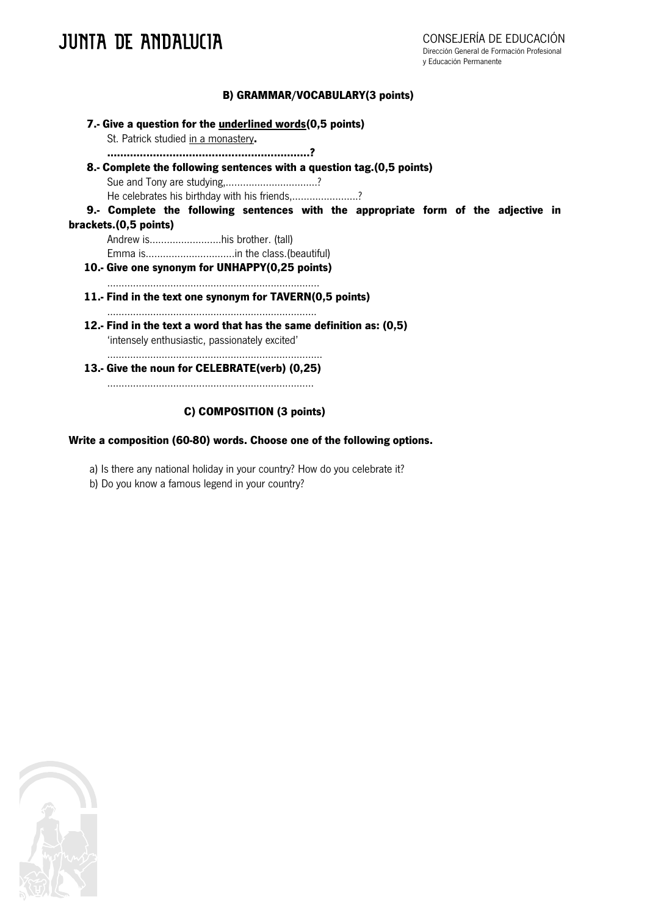## B) GRAMMAR/VOCABULARY(3 points)

**7.- Give a question for the underlined words(0,5 points)**

St. Patrick studied in a monastery.

**..............................................................?**

**8.- Complete the following sentences with a question tag.(0,5 points)**

Sue and Tony are studying,................................?

He celebrates his birthday with his friends,.......................?

**9.- Complete the following sentences with the appropriate form of the adjective in brackets.(0,5 points)**

Andrew is.........................his brother. (tall)

Emma is..............................in the class.(beautiful)

**10.- Give one synonym for UNHAPPY(0,25 points)**

.........................................................................

**11.- Find in the text one synonym for TAVERN(0,5 points)**

.........................................................................

**12.- Find in the text a word that has the same definition as: (0,5)**

'intensely enthusiastic, passionately excited'

..........................................................................

**13.- Give the noun for CELEBRATE(verb) (0,25)**

.......................................................................

## C) COMPOSITION (3 points)

**Write a composition (60-80) words. Choose one of the following options.**

a) Is there any national holiday in your country? How do you celebrate it?

b) Do you know a famous legend in your country?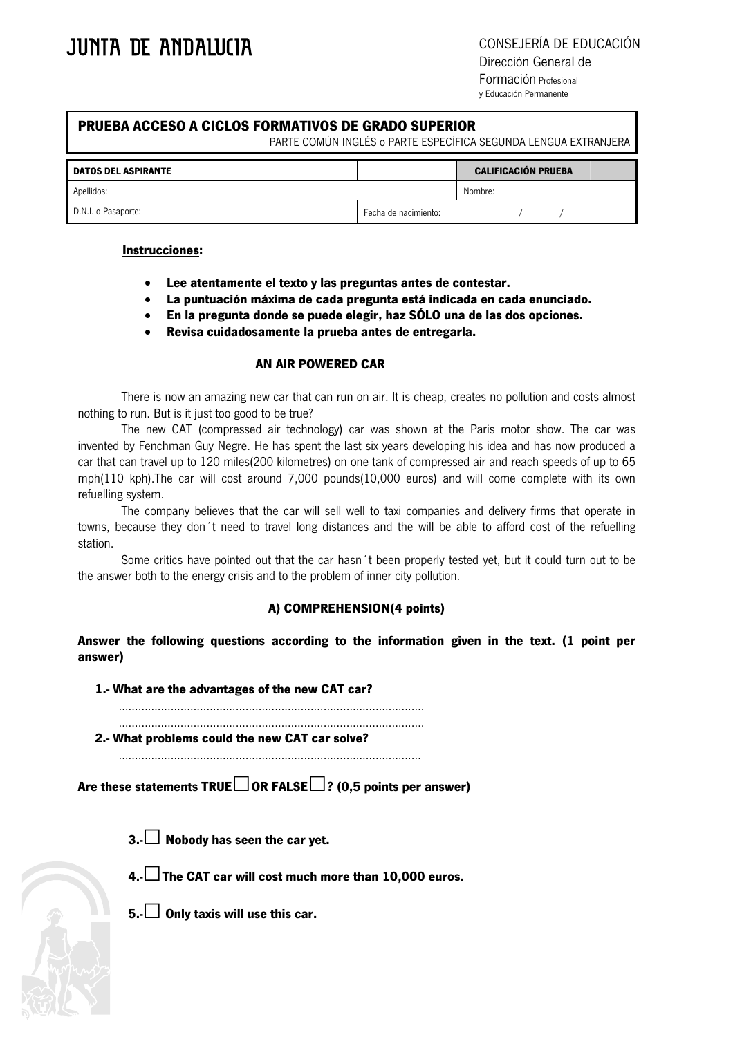JUNTA DE ANDALUCIA

CONSEJERÍA DE EDUCACIÓN
Dirección General de
Formación Profesional
y Educación Permanente

## PRUEBA ACCESO A CICLOS FORMATIVOS DE GRADO SUPERIOR

PARTE COMÚN INGLÉS o PARTE ESPECÍFICA SEGUNDA LENGUA EXTRANJERA

| DATOS DEL ASPIRANTE | | CALIFICACIÓN PRUEBA | |
|---|---|---|---|
| Apellidos: | | Nombre: | |
| D.N.I. o Pasaporte: | Fecha de nacimiento: / / | | |

**Instrucciones:**

- **Lee atentamente el texto y las preguntas antes de contestar.**
- **La puntuación máxima de cada pregunta está indicada en cada enunciado.**
- **En la pregunta donde se puede elegir, haz SÓLO una de las dos opciones.**
- **Revisa cuidadosamente la prueba antes de entregarla.**

### AN AIR POWERED CAR

There is now an amazing new car that can run on air. It is cheap, creates no pollution and costs almost nothing to run. But is it just too good to be true?

The new CAT (compressed air technology) car was shown at the Paris motor show. The car was invented by Fenchman Guy Negre. He has spent the last six years developing his idea and has now produced a car that can travel up to 120 miles(200 kilometres) on one tank of compressed air and reach speeds of up to 65 mph(110 kph).The car will cost around 7,000 pounds(10,000 euros) and will come complete with its own refuelling system.

The company believes that the car will sell well to taxi companies and delivery firms that operate in towns, because they don´t need to travel long distances and the will be able to afford cost of the refuelling station.

Some critics have pointed out that the car hasn´t been properly tested yet, but it could turn out to be the answer both to the energy crisis and to the problem of inner city pollution.

### A) COMPREHENSION(4 points)

**Answer the following questions according to the information given in the text. (1 point per answer)**

**1.- What are the advantages of the new CAT car?**

............................................................................................
............................................................................................

**2.- What problems could the new CAT car solve?**

............................................................................................

**Are these statements TRUE☐ OR FALSE☐? (0,5 points per answer)**

**3.-☐ Nobody has seen the car yet.**

**4.-☐ The CAT car will cost much more than 10,000 euros.**

**5.-☐ Only taxis will use this car.**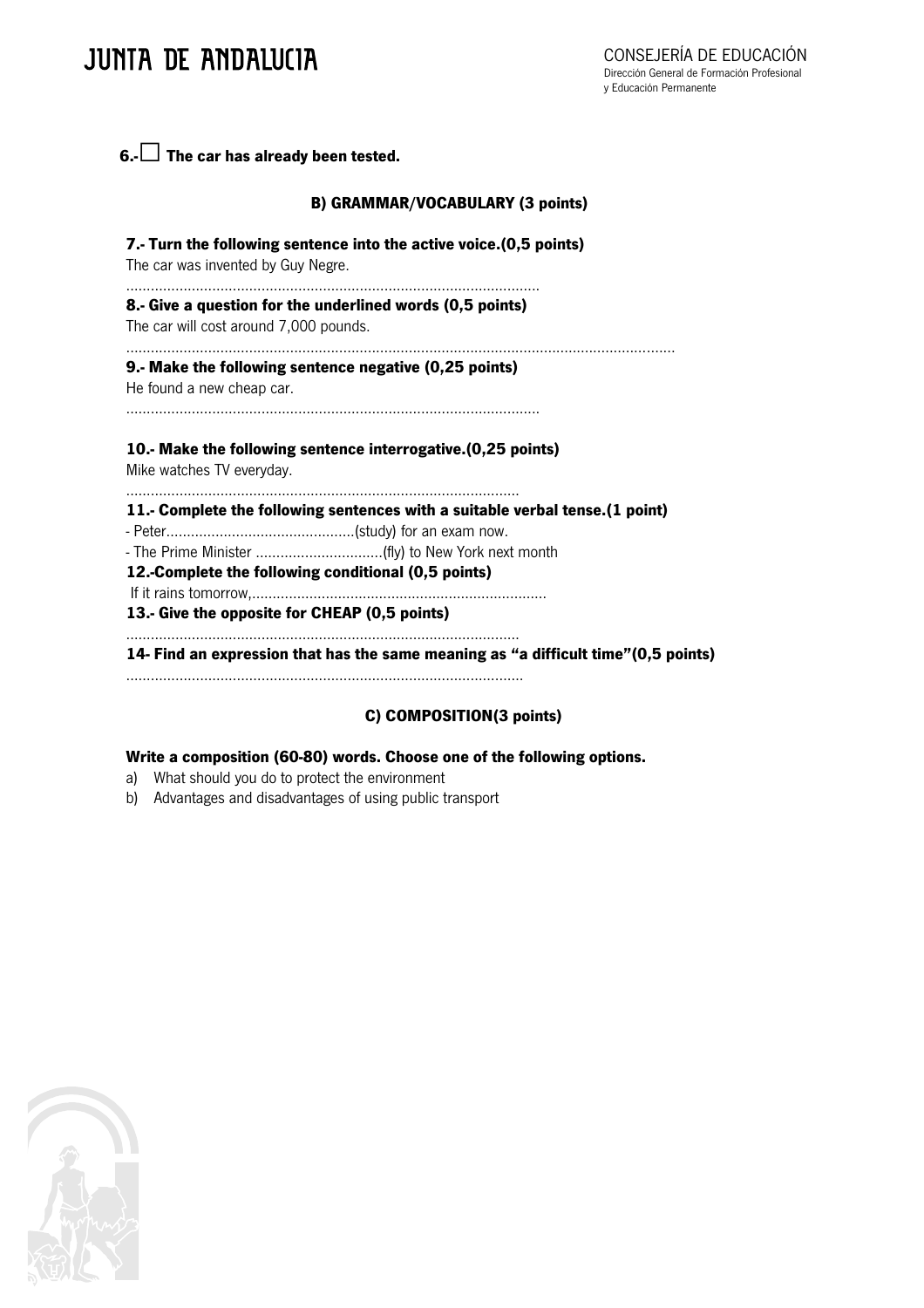**6.-☐ The car has already been tested.**

### B) GRAMMAR/VOCABULARY (3 points)

**7.- Turn the following sentence into the active voice.(0,5 points)**

The car was invented by Guy Negre.

.....................................................................................................

**8.- Give a question for the underlined words (0,5 points)**

The car will cost around 7,000 pounds.

..................................................................................................................................

**9.- Make the following sentence negative (0,25 points)**

He found a new cheap car.

.....................................................................................................

**10.- Make the following sentence interrogative.(0,25 points)**

Mike watches TV everyday.

.................................................................................................

**11.- Complete the following sentences with a suitable verbal tense.(1 point)**

- Peter..............................................(study) for an exam now.
- The Prime Minister ...............................(fly) to New York next month

**12.-Complete the following conditional (0,5 points)**

If it rains tomorrow,........................................................................

**13.- Give the opposite for CHEAP (0,5 points)**

.................................................................................................

**14- Find an expression that has the same meaning as "a difficult time"(0,5 points)**

.................................................................................................

### C) COMPOSITION(3 points)

**Write a composition (60-80) words. Choose one of the following options.**

a) What should you do to protect the environment
b) Advantages and disadvantages of using public transport